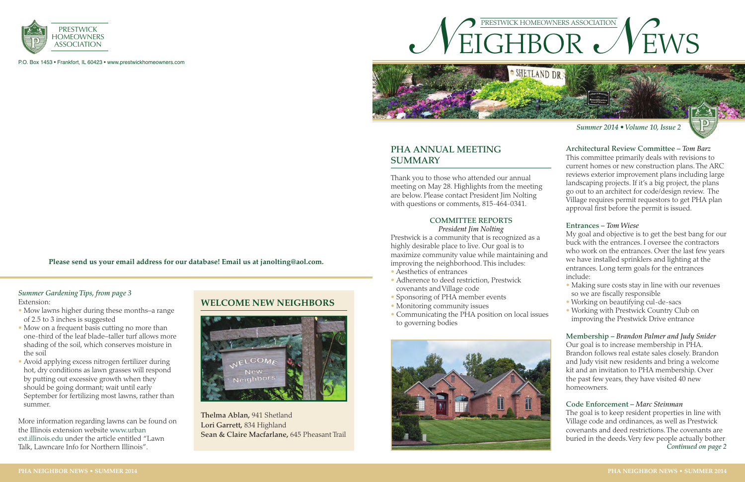PRESTWICK HOMEOWNERS ASSOCIATION

P.O. Box 1453 • Frankfort, IL 60423 • www.prestwickhomeowners.com

**Please send us your email address for our database! Email us at janolting@aol.com.**

*Summer Gardening Tips, from page 3*

Extension:

- Mow lawns higher during these months–a range of 2.5 to 3 inches is suggested
- Mow on a frequent basis cutting no more than one-third of the leaf blade–taller turf allows more shading of the soil, which conserves moisture in the soil
- Avoid applying excess nitrogen fertilizer during hot, dry conditions as lawn grasses will respond by putting out excessive growth when they should be going dormant; wait until early September for fertilizing most lawns, rather than summer.

More information regarding lawns can be found on the Illinois extension website www.urbanext.illinois.edu under the article entitled "Lawn Talk, Lawncare Info for Northern Illinois".

## WELCOME NEW NEIGHBORS

**Thelma Ablan,** 941 Shetland
**Lori Garrett,** 834 Highland
**Sean & Claire Macfarlane,** 645 Pheasant Trail

# PRESTWICK HOMEOWNERS ASSOCIATION NEIGHBOR NEWS

*Summer 2014 • Volume 10, Issue 2*

## PHA ANNUAL MEETING SUMMARY

Thank you to those who attended our annual meeting on May 28. Highlights from the meeting are below. Please contact President Jim Nolting with questions or comments, 815-464-0341.

### COMMITTEE REPORTS

*President Jim Nolting*

Prestwick is a community that is recognized as a highly desirable place to live. Our goal is to maximize community value while maintaining and improving the neighborhood. This includes:

- Aesthetics of entrances
- Adherence to deed restriction, Prestwick covenants and Village code
- Sponsoring of PHA member events
- Monitoring community issues
- Communicating the PHA position on local issues to governing bodies

**Architectural Review Committee –** *Tom Barz*

This committee primarily deals with revisions to current homes or new construction plans. The ARC reviews exterior improvement plans including large landscaping projects. If it's a big project, the plans go out to an architect for code/design review. The Village requires permit requestors to get PHA plan approval first before the permit is issued.

**Entrances –** *Tom Wiese*

My goal and objective is to get the best bang for our buck with the entrances. I oversee the contractors who work on the entrances. Over the last few years we have installed sprinklers and lighting at the entrances. Long term goals for the entrances include:

- Making sure costs stay in line with our revenues so we are fiscally responsible
- Working on beautifying cul-de-sacs
- Working with Prestwick Country Club on improving the Prestwick Drive entrance

**Membership –** *Brandon Palmer and Judy Snider*

Our goal is to increase membership in PHA. Brandon follows real estate sales closely. Brandon and Judy visit new residents and bring a welcome kit and an invitation to PHA membership. Over the past few years, they have visited 40 new homeowners.

**Code Enforcement –** *Marc Steinman*

The goal is to keep resident properties in line with Village code and ordinances, as well as Prestwick covenants and deed restrictions. The covenants are buried in the deeds. Very few people actually bother

*Continued on page 2*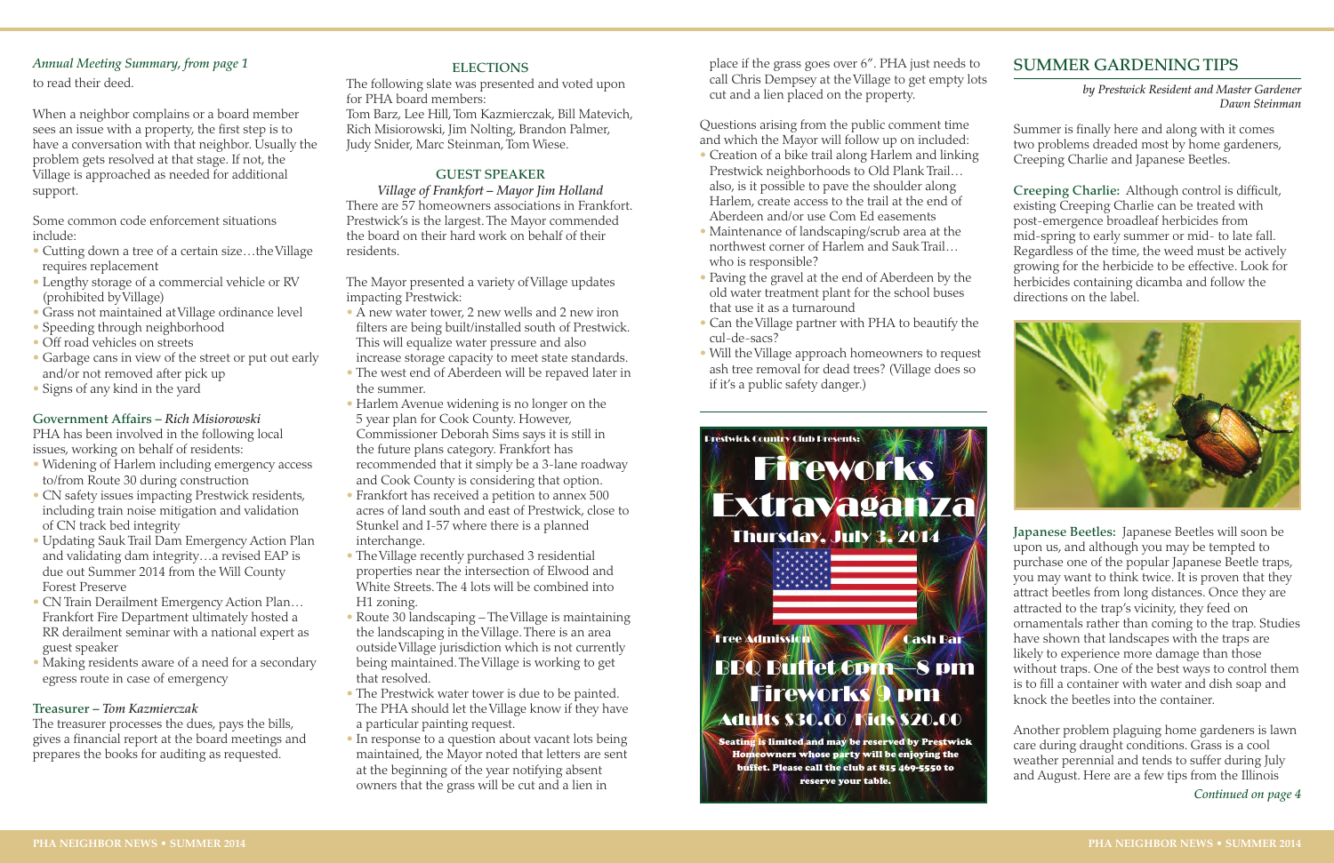*Annual Meeting Summary, from page 1*

to read their deed.

When a neighbor complains or a board member sees an issue with a property, the first step is to have a conversation with that neighbor. Usually the problem gets resolved at that stage. If not, the Village is approached as needed for additional support.

Some common code enforcement situations include:

- Cutting down a tree of a certain size…the Village requires replacement
- Lengthy storage of a commercial vehicle or RV (prohibited by Village)
- Grass not maintained at Village ordinance level
- Speeding through neighborhood
- Off road vehicles on streets
- Garbage cans in view of the street or put out early and/or not removed after pick up
- Signs of any kind in the yard

### Government Affairs – *Rich Misiorowski*

PHA has been involved in the following local issues, working on behalf of residents:

- Widening of Harlem including emergency access to/from Route 30 during construction
- CN safety issues impacting Prestwick residents, including train noise mitigation and validation of CN track bed integrity
- Updating Sauk Trail Dam Emergency Action Plan and validating dam integrity…a revised EAP is due out Summer 2014 from the Will County Forest Preserve
- CN Train Derailment Emergency Action Plan… Frankfort Fire Department ultimately hosted a RR derailment seminar with a national expert as guest speaker
- Making residents aware of a need for a secondary egress route in case of emergency

### Treasurer – *Tom Kazmierczak*

The treasurer processes the dues, pays the bills, gives a financial report at the board meetings and prepares the books for auditing as requested.

## ELECTIONS

The following slate was presented and voted upon for PHA board members:
Tom Barz, Lee Hill, Tom Kazmierczak, Bill Matevich, Rich Misiorowski, Jim Nolting, Brandon Palmer, Judy Snider, Marc Steinman, Tom Wiese.

## GUEST SPEAKER

*Village of Frankfort – Mayor Jim Holland*

There are 57 homeowners associations in Frankfort. Prestwick's is the largest. The Mayor commended the board on their hard work on behalf of their residents.

The Mayor presented a variety of Village updates impacting Prestwick:

- A new water tower, 2 new wells and 2 new iron filters are being built/installed south of Prestwick. This will equalize water pressure and also increase storage capacity to meet state standards.
- The west end of Aberdeen will be repaved later in the summer.
- Harlem Avenue widening is no longer on the 5 year plan for Cook County. However, Commissioner Deborah Sims says it is still in the future plans category. Frankfort has recommended that it simply be a 3-lane roadway and Cook County is considering that option.
- Frankfort has received a petition to annex 500 acres of land south and east of Prestwick, close to Stunkel and I-57 where there is a planned interchange.
- The Village recently purchased 3 residential properties near the intersection of Elwood and White Streets. The 4 lots will be combined into H1 zoning.
- Route 30 landscaping – The Village is maintaining the landscaping in the Village. There is an area outside Village jurisdiction which is not currently being maintained. The Village is working to get that resolved.
- The Prestwick water tower is due to be painted. The PHA should let the Village know if they have a particular painting request.
- In response to a question about vacant lots being maintained, the Mayor noted that letters are sent at the beginning of the year notifying absent owners that the grass will be cut and a lien in place if the grass goes over 6". PHA just needs to call Chris Dempsey at the Village to get empty lots cut and a lien placed on the property.

Questions arising from the public comment time and which the Mayor will follow up on included:

- Creation of a bike trail along Harlem and linking Prestwick neighborhoods to Old Plank Trail… also, is it possible to pave the shoulder along Harlem, create access to the trail at the end of Aberdeen and/or use Com Ed easements
- Maintenance of landscaping/scrub area at the northwest corner of Harlem and Sauk Trail… who is responsible?
- Paving the gravel at the end of Aberdeen by the old water treatment plant for the school buses that use it as a turnaround
- Can the Village partner with PHA to beautify the cul-de-sacs?
- Will the Village approach homeowners to request ash tree removal for dead trees? (Village does so if it's a public safety danger.)

Prestwick Country Club Presents:

# Fireworks Extravaganza

**Thursday, July 3, 2014**

Free Admission | Cash Bar

**BBQ Buffet 6pm—8 pm**

**Fireworks 9 pm**

**Adults $30.00 Kids $20.00**

Seating is limited and may be reserved by Prestwick Homeowners whose party will be enjoying the buffet. Please call the club at 815 469-5550 to reserve your table.

## SUMMER GARDENING TIPS

*by Prestwick Resident and Master Gardener Dawn Steinman*

Summer is finally here and along with it comes two problems dreaded most by home gardeners, Creeping Charlie and Japanese Beetles.

**Creeping Charlie:** Although control is difficult, existing Creeping Charlie can be treated with post-emergence broadleaf herbicides from mid-spring to early summer or mid- to late fall. Regardless of the time, the weed must be actively growing for the herbicide to be effective. Look for herbicides containing dicamba and follow the directions on the label.

**Japanese Beetles:** Japanese Beetles will soon be upon us, and although you may be tempted to purchase one of the popular Japanese Beetle traps, you may want to think twice. It is proven that they attract beetles from long distances. Once they are attracted to the trap's vicinity, they feed on ornamentals rather than coming to the trap. Studies have shown that landscapes with the traps are likely to experience more damage than those without traps. One of the best ways to control them is to fill a container with water and dish soap and knock the beetles into the container.

Another problem plaguing home gardeners is lawn care during draught conditions. Grass is a cool weather perennial and tends to suffer during July and August. Here are a few tips from the Illinois

*Continued on page 4*